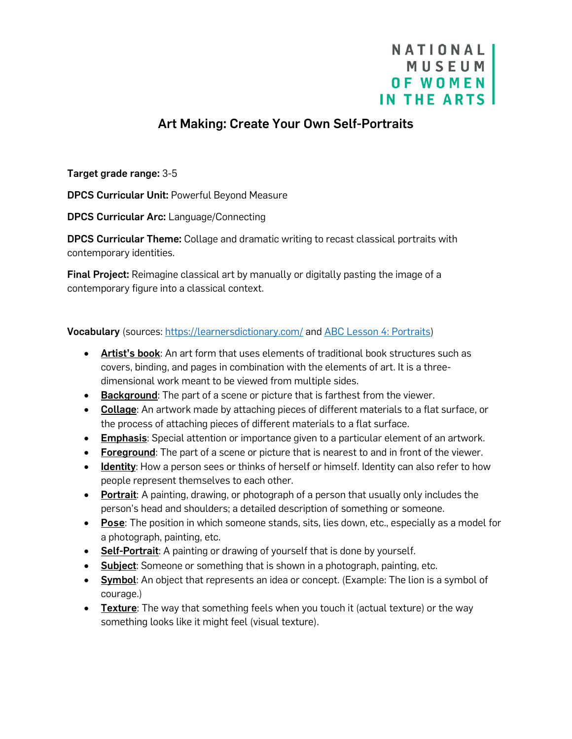NATIONAL MUSEUM OF WOMEN IN THE ARTS

# Art Making: Create Your Own Self-Portraits

**Target grade range:** 3-5

**DPCS Curricular Unit:** Powerful Beyond Measure

**DPCS Curricular Arc:** Language/Connecting

**DPCS Curricular Theme:** Collage and dramatic writing to recast classical portraits with contemporary identities.

**Final Project:** Reimagine classical art by manually or digitally pasting the image of a contemporary figure into a classical context.

**Vocabulary** (sources: https://learnersdictionary.com/ and ABC Lesson 4: Portraits)

- **Artist's book**: An art form that uses elements of traditional book structures such as covers, binding, and pages in combination with the elements of art. It is a three-dimensional work meant to be viewed from multiple sides.
- **Background**: The part of a scene or picture that is farthest from the viewer.
- **Collage**: An artwork made by attaching pieces of different materials to a flat surface, or the process of attaching pieces of different materials to a flat surface.
- **Emphasis**: Special attention or importance given to a particular element of an artwork.
- **Foreground**: The part of a scene or picture that is nearest to and in front of the viewer.
- **Identity**: How a person sees or thinks of herself or himself. Identity can also refer to how people represent themselves to each other.
- **Portrait**: A painting, drawing, or photograph of a person that usually only includes the person's head and shoulders; a detailed description of something or someone.
- **Pose**: The position in which someone stands, sits, lies down, etc., especially as a model for a photograph, painting, etc.
- **Self-Portrait**: A painting or drawing of yourself that is done by yourself.
- **Subject**: Someone or something that is shown in a photograph, painting, etc.
- **Symbol**: An object that represents an idea or concept. (Example: The lion is a symbol of courage.)
- **Texture**: The way that something feels when you touch it (actual texture) or the way something looks like it might feel (visual texture).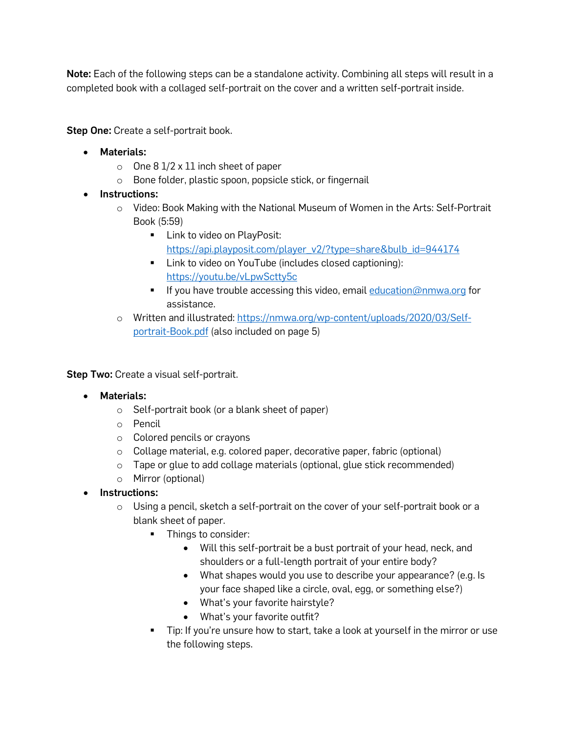**Note:** Each of the following steps can be a standalone activity. Combining all steps will result in a completed book with a collaged self-portrait on the cover and a written self-portrait inside.

**Step One:** Create a self-portrait book.

- **Materials:**
  - One 8 1/2 x 11 inch sheet of paper
  - Bone folder, plastic spoon, popsicle stick, or fingernail
- **Instructions:**
  - Video: Book Making with the National Museum of Women in the Arts: Self-Portrait Book (5:59)
    - Link to video on PlayPosit: https://api.playposit.com/player_v2/?type=share&bulb_id=944174
    - Link to video on YouTube (includes closed captioning): https://youtu.be/vLpwSctty5c
    - If you have trouble accessing this video, email education@nmwa.org for assistance.
  - Written and illustrated: https://nmwa.org/wp-content/uploads/2020/03/Self-portrait-Book.pdf (also included on page 5)

**Step Two:** Create a visual self-portrait.

- **Materials:**
  - Self-portrait book (or a blank sheet of paper)
  - Pencil
  - Colored pencils or crayons
  - Collage material, e.g. colored paper, decorative paper, fabric (optional)
  - Tape or glue to add collage materials (optional, glue stick recommended)
  - Mirror (optional)
- **Instructions:**
  - Using a pencil, sketch a self-portrait on the cover of your self-portrait book or a blank sheet of paper.
    - Things to consider:
      - Will this self-portrait be a bust portrait of your head, neck, and shoulders or a full-length portrait of your entire body?
      - What shapes would you use to describe your appearance? (e.g. Is your face shaped like a circle, oval, egg, or something else?)
      - What's your favorite hairstyle?
      - What's your favorite outfit?
    - Tip: If you're unsure how to start, take a look at yourself in the mirror or use the following steps.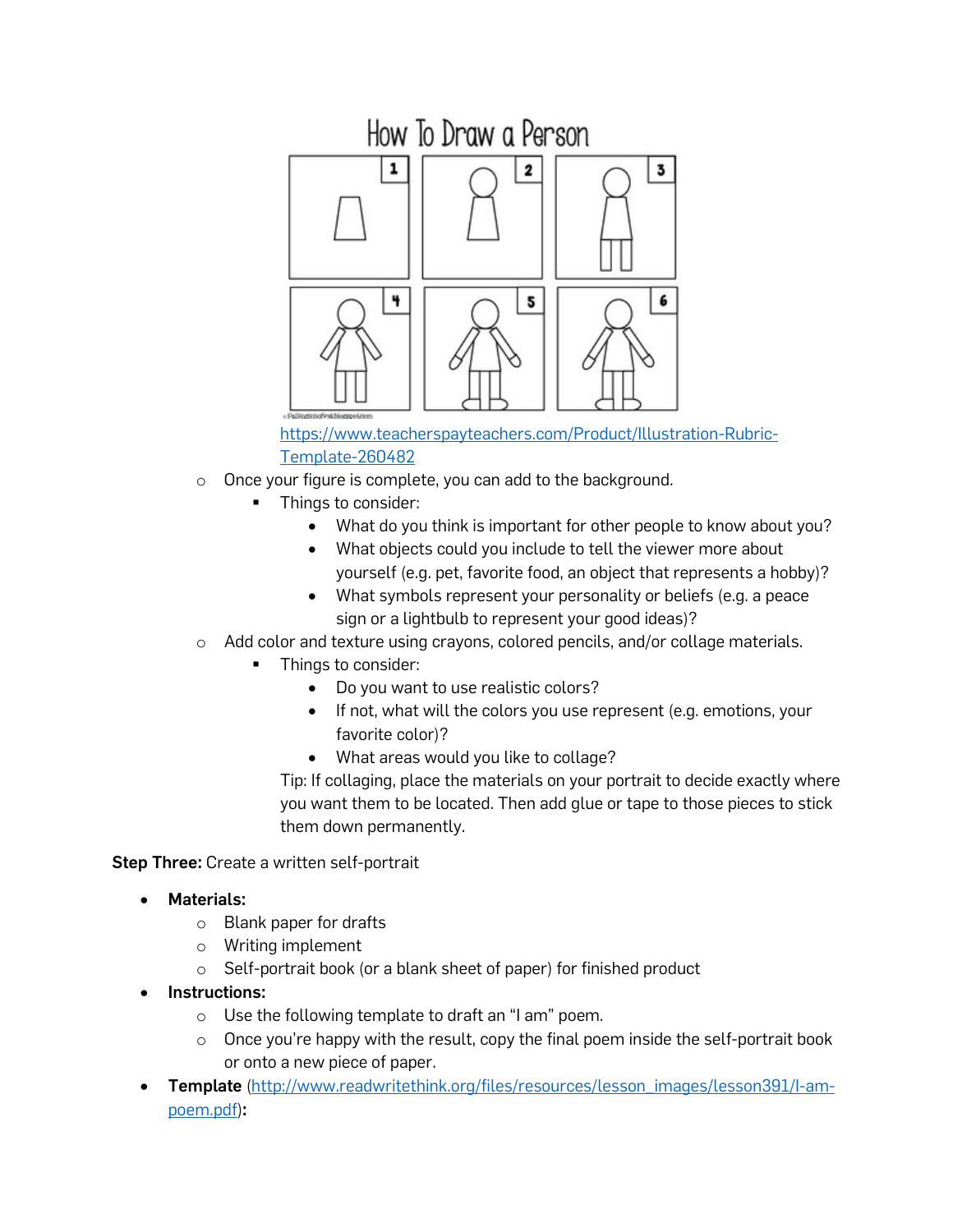How To Draw a Person

1 2 3 4 5 6

https://www.teacherspayteachers.com/Product/Illustration-Rubric-Template-260482

- Once your figure is complete, you can add to the background.
    - Things to consider:
        - What do you think is important for other people to know about you?
        - What objects could you include to tell the viewer more about yourself (e.g. pet, favorite food, an object that represents a hobby)?
        - What symbols represent your personality or beliefs (e.g. a peace sign or a lightbulb to represent your good ideas)?
- Add color and texture using crayons, colored pencils, and/or collage materials.
    - Things to consider:
        - Do you want to use realistic colors?
        - If not, what will the colors you use represent (e.g. emotions, your favorite color)?
        - What areas would you like to collage?

      Tip: If collaging, place the materials on your portrait to decide exactly where you want them to be located. Then add glue or tape to those pieces to stick them down permanently.

**Step Three:** Create a written self-portrait

- **Materials:**
    - Blank paper for drafts
    - Writing implement
    - Self-portrait book (or a blank sheet of paper) for finished product
- **Instructions:**
    - Use the following template to draft an "I am" poem.
    - Once you're happy with the result, copy the final poem inside the self-portrait book or onto a new piece of paper.
- **Template** (http://www.readwritethink.org/files/resources/lesson_images/lesson391/I-am-poem.pdf)**:**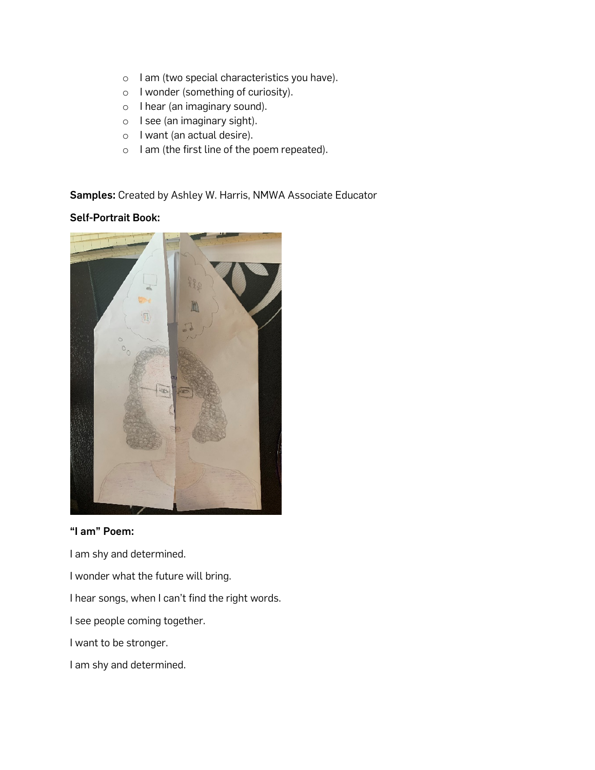- I am (two special characteristics you have).
- I wonder (something of curiosity).
- I hear (an imaginary sound).
- I see (an imaginary sight).
- I want (an actual desire).
- I am (the first line of the poem repeated).

**Samples:** Created by Ashley W. Harris, NMWA Associate Educator

**Self-Portrait Book:**

**"I am" Poem:**

I am shy and determined.

I wonder what the future will bring.

I hear songs, when I can't find the right words.

I see people coming together.

I want to be stronger.

I am shy and determined.